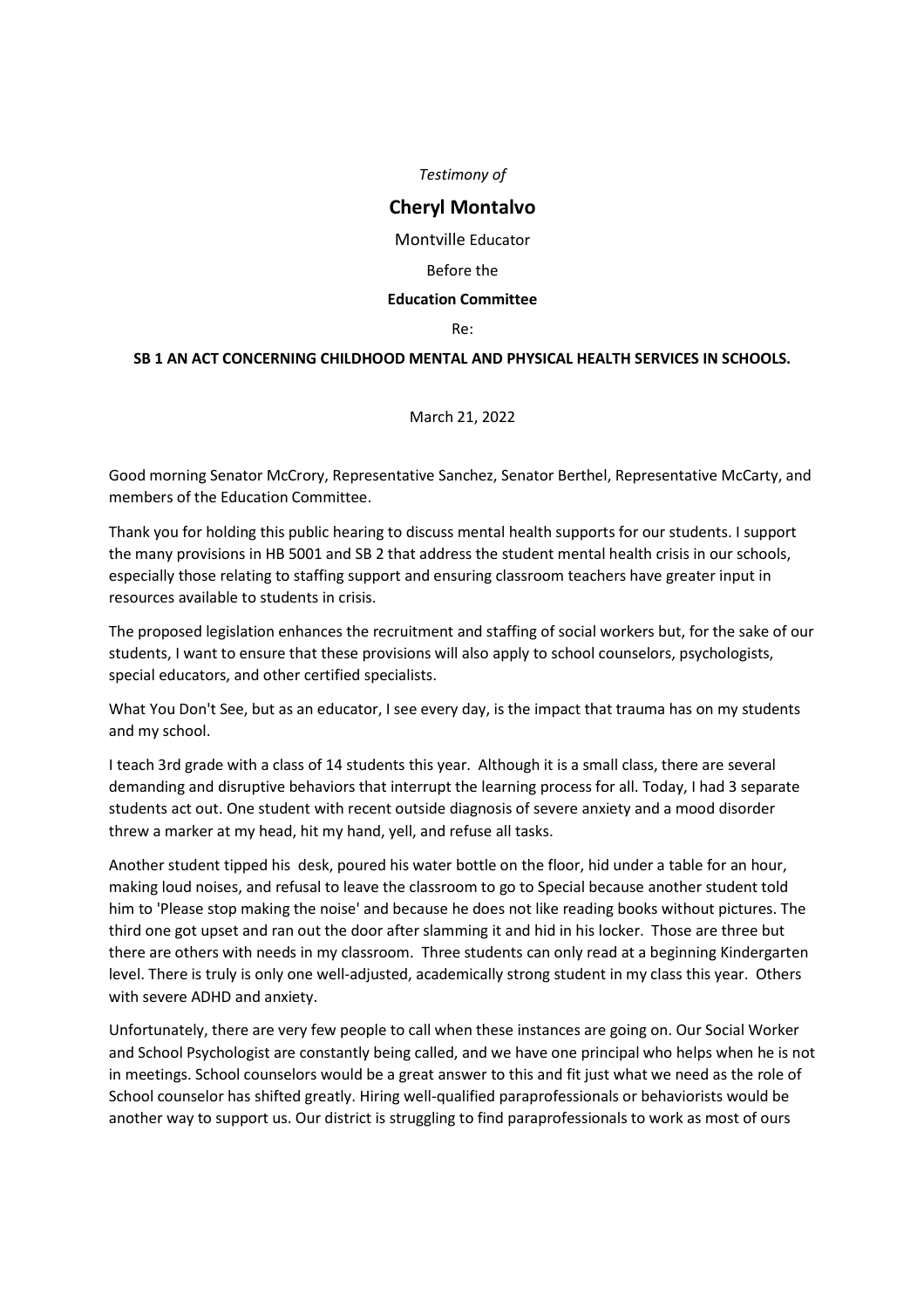*Testimony of*

## Cheryl Montalvo

Montville Educator

Before the

**Education Committee**

Re:

**SB 1 AN ACT CONCERNING CHILDHOOD MENTAL AND PHYSICAL HEALTH SERVICES IN SCHOOLS.**

March 21, 2022

Good morning Senator McCrory, Representative Sanchez, Senator Berthel, Representative McCarty, and members of the Education Committee.

Thank you for holding this public hearing to discuss mental health supports for our students. I support the many provisions in HB 5001 and SB 2 that address the student mental health crisis in our schools, especially those relating to staffing support and ensuring classroom teachers have greater input in resources available to students in crisis.

The proposed legislation enhances the recruitment and staffing of social workers but, for the sake of our students, I want to ensure that these provisions will also apply to school counselors, psychologists, special educators, and other certified specialists.

What You Don't See, but as an educator, I see every day, is the impact that trauma has on my students and my school.

I teach 3rd grade with a class of 14 students this year. Although it is a small class, there are several demanding and disruptive behaviors that interrupt the learning process for all. Today, I had 3 separate students act out. One student with recent outside diagnosis of severe anxiety and a mood disorder threw a marker at my head, hit my hand, yell, and refuse all tasks.

Another student tipped his desk, poured his water bottle on the floor, hid under a table for an hour, making loud noises, and refusal to leave the classroom to go to Special because another student told him to 'Please stop making the noise' and because he does not like reading books without pictures. The third one got upset and ran out the door after slamming it and hid in his locker. Those are three but there are others with needs in my classroom. Three students can only read at a beginning Kindergarten level. There is truly is only one well-adjusted, academically strong student in my class this year. Others with severe ADHD and anxiety.

Unfortunately, there are very few people to call when these instances are going on. Our Social Worker and School Psychologist are constantly being called, and we have one principal who helps when he is not in meetings. School counselors would be a great answer to this and fit just what we need as the role of School counselor has shifted greatly. Hiring well-qualified paraprofessionals or behaviorists would be another way to support us. Our district is struggling to find paraprofessionals to work as most of ours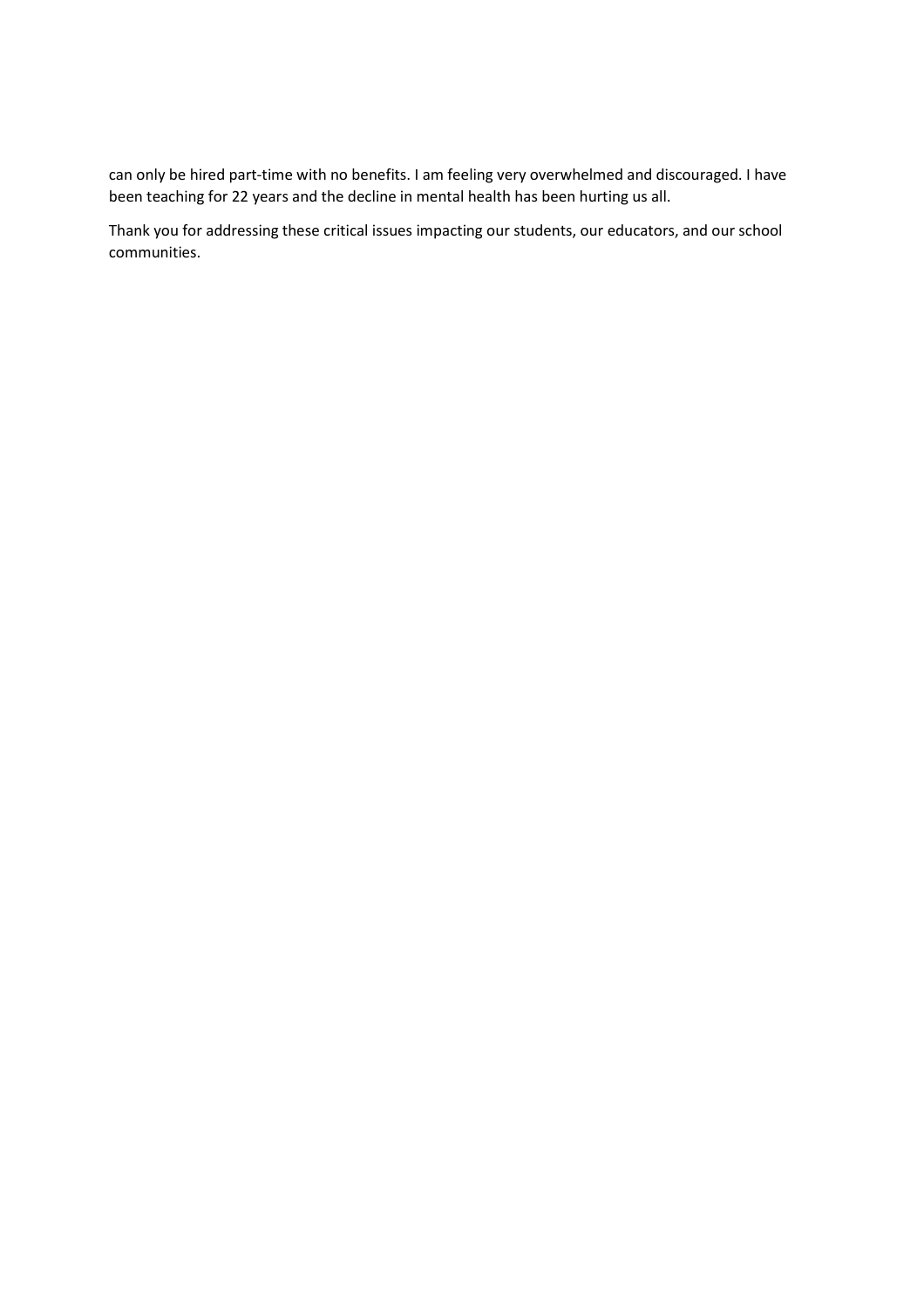can only be hired part-time with no benefits. I am feeling very overwhelmed and discouraged. I have been teaching for 22 years and the decline in mental health has been hurting us all.

Thank you for addressing these critical issues impacting our students, our educators, and our school communities.